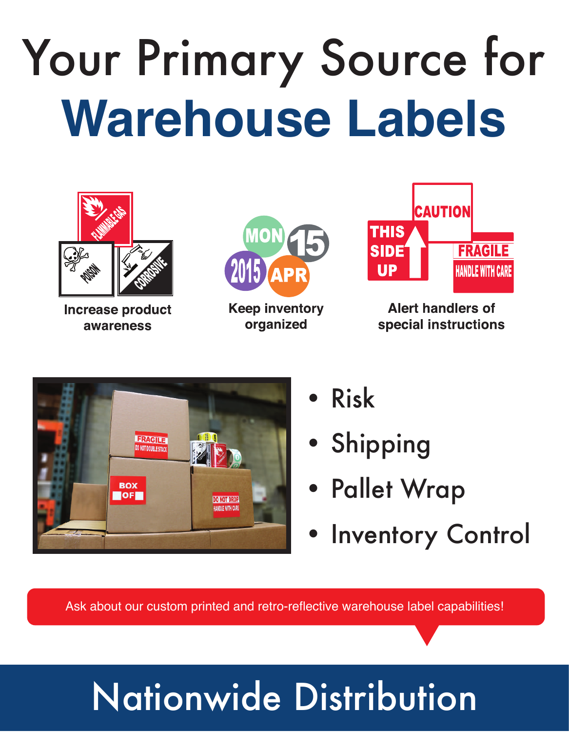# Your Primary Source for Warehouse Labels

**Increase product awareness**

**Keep inventory organized**

**Alert handlers of special instructions**

- Risk
- Shipping
- Pallet Wrap
- Inventory Control

Ask about our custom printed and retro-reflective warehouse label capabilities!

## Nationwide Distribution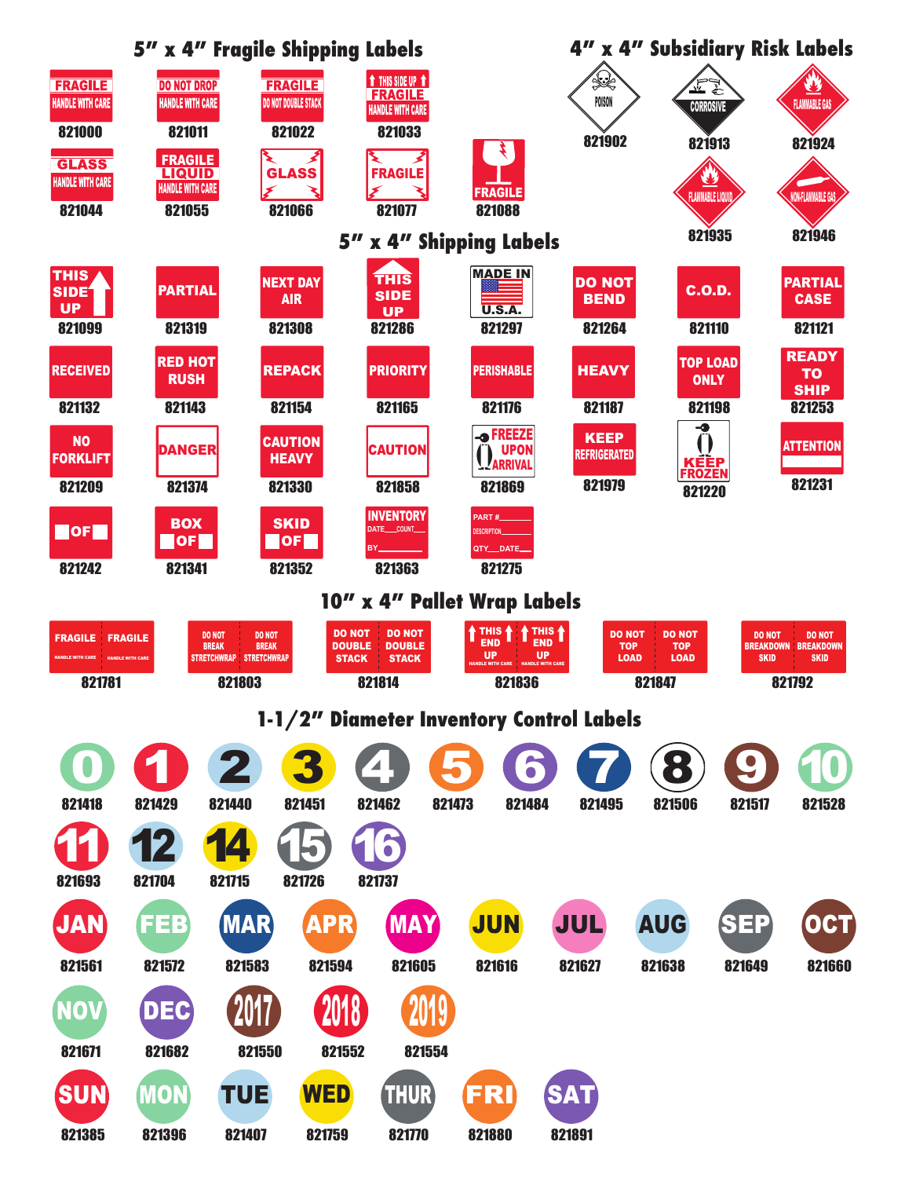## 5" x 4" Fragile Shipping Labels

FRAGILE HANDLE WITH CARE
821000

DO NOT DROP HANDLE WITH CARE
821011

FRAGILE DO NOT DOUBLE STACK
821022

THIS SIDE UP FRAGILE HANDLE WITH CARE
821033

GLASS HANDLE WITH CARE
821044

FRAGILE LIQUID HANDLE WITH CARE
821055

GLASS
821066

FRAGILE
821077

FRAGILE
821088

## 4" x 4" Subsidiary Risk Labels

POISON
821902

CORROSIVE
821913

FLAMMABLE GAS
821924

FLAMMABLE LIQUID
821935

NON-FLAMMABLE GAS
821946

## 5" x 4" Shipping Labels

THIS SIDE UP
821099

PARTIAL
821319

NEXT DAY AIR
821308

THIS SIDE UP
821286

MADE IN U.S.A.
821297

DO NOT BEND
821264

C.O.D.
821110

PARTIAL CASE
821121

RECEIVED
821132

RED HOT RUSH
821143

REPACK
821154

PRIORITY
821165

PERISHABLE
821176

HEAVY
821187

TOP LOAD ONLY
821198

READY TO SHIP
821253

NO FORKLIFT
821209

DANGER
821374

CAUTION HEAVY
821330

CAUTION
821858

FREEZE UPON ARRIVAL
821869

KEEP REFRIGERATED
821979

KEEP FROZEN
821220

ATTENTION
821231

OF
821242

BOX OF
821341

SKID OF
821352

INVENTORY DATE___COUNT___ BY________
821363

PART #________ DESCRIPTION________ QTY___DATE___
821275

## 10" x 4" Pallet Wrap Labels

FRAGILE HANDLE WITH CARE | FRAGILE HANDLE WITH CARE
821781

DO NOT BREAK STRETCHWRAP | DO NOT BREAK STRETCHWRAP
821803

DO NOT DOUBLE STACK | DO NOT DOUBLE STACK
821814

THIS END UP HANDLE WITH CARE | THIS END UP HANDLE WITH CARE
821836

DO NOT TOP LOAD | DO NOT TOP LOAD
821847

DO NOT BREAKDOWN SKID | DO NOT BREAKDOWN SKID
821792

## 1-1/2" Diameter Inventory Control Labels

| Label | Item # |
|---|---|
| 0 | 821418 |
| 1 | 821429 |
| 2 | 821440 |
| 3 | 821451 |
| 4 | 821462 |
| 5 | 821473 |
| 6 | 821484 |
| 7 | 821495 |
| 8 | 821506 |
| 9 | 821517 |
| 10 | 821528 |
| 11 | 821693 |
| 12 | 821704 |
| 14 | 821715 |
| 15 | 821726 |
| 16 | 821737 |
| JAN | 821561 |
| FEB | 821572 |
| MAR | 821583 |
| APR | 821594 |
| MAY | 821605 |
| JUN | 821616 |
| JUL | 821627 |
| AUG | 821638 |
| SEP | 821649 |
| OCT | 821660 |
| NOV | 821671 |
| DEC | 821682 |
| 2017 | 821550 |
| 2018 | 821552 |
| 2019 | 821554 |
| SUN | 821385 |
| MON | 821396 |
| TUE | 821407 |
| WED | 821759 |
| THUR | 821770 |
| FRI | 821880 |
| SAT | 821891 |